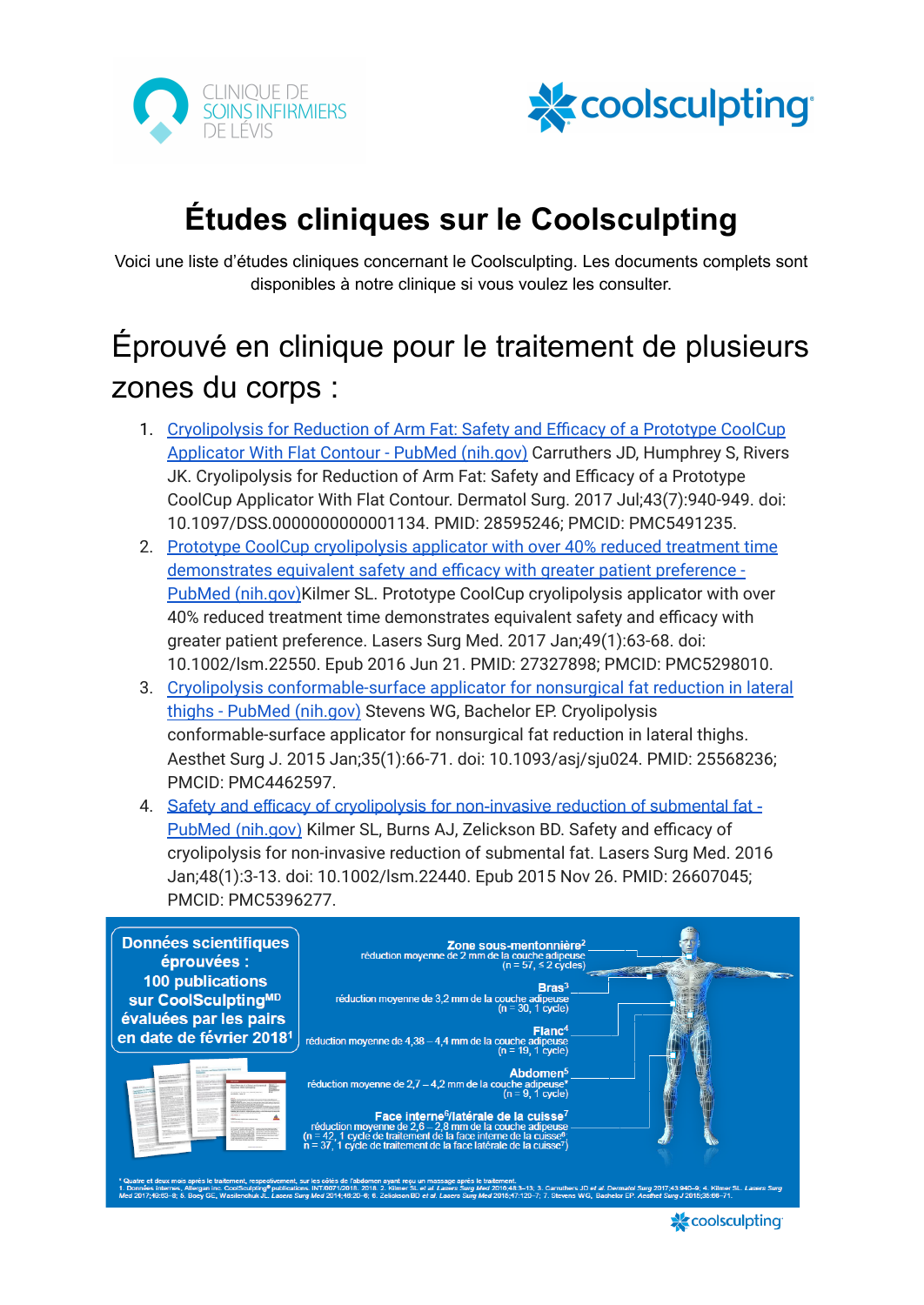CLINIQUE DE SOINS INFIRMIERS DE LÉVIS

coolsculpting

# Études cliniques sur le Coolsculpting

Voici une liste d'études cliniques concernant le Coolsculpting. Les documents complets sont disponibles à notre clinique si vous voulez les consulter.

## Éprouvé en clinique pour le traitement de plusieurs zones du corps :

1. [Cryolipolysis for Reduction of Arm Fat: Safety and Efficacy of a Prototype CoolCup Applicator With Flat Contour - PubMed (nih.gov)]() Carruthers JD, Humphrey S, Rivers JK. Cryolipolysis for Reduction of Arm Fat: Safety and Efficacy of a Prototype CoolCup Applicator With Flat Contour. Dermatol Surg. 2017 Jul;43(7):940-949. doi: 10.1097/DSS.0000000000001134. PMID: 28595246; PMCID: PMC5491235.
2. [Prototype CoolCup cryolipolysis applicator with over 40% reduced treatment time demonstrates equivalent safety and efficacy with greater patient preference - PubMed (nih.gov)]()Kilmer SL. Prototype CoolCup cryolipolysis applicator with over 40% reduced treatment time demonstrates equivalent safety and efficacy with greater patient preference. Lasers Surg Med. 2017 Jan;49(1):63-68. doi: 10.1002/lsm.22550. Epub 2016 Jun 21. PMID: 27327898; PMCID: PMC5298010.
3. [Cryolipolysis conformable-surface applicator for nonsurgical fat reduction in lateral thighs - PubMed (nih.gov)]() Stevens WG, Bachelor EP. Cryolipolysis conformable-surface applicator for nonsurgical fat reduction in lateral thighs. Aesthet Surg J. 2015 Jan;35(1):66-71. doi: 10.1093/asj/sju024. PMID: 25568236; PMCID: PMC4462597.
4. [Safety and efficacy of cryolipolysis for non-invasive reduction of submental fat - PubMed (nih.gov)]() Kilmer SL, Burns AJ, Zelickson BD. Safety and efficacy of cryolipolysis for non-invasive reduction of submental fat. Lasers Surg Med. 2016 Jan;48(1):3-13. doi: 10.1002/lsm.22440. Epub 2015 Nov 26. PMID: 26607045; PMCID: PMC5396277.

**Données scientifiques éprouvées : 100 publications sur CoolSculpting[MD] évaluées par les pairs en date de février 2018[1]**

**Zone sous-mentonnière[2]** réduction moyenne de 2 mm de la couche adipeuse (n = 57, ≤ 2 cycles)

**Bras[3]** réduction moyenne de 3,2 mm de la couche adipeuse (n = 30, 1 cycle)

**Flanc[4]** réduction moyenne de 4,38 – 4,4 mm de la couche adipeuse (n = 19, 1 cycle)

**Abdomen[5]** réduction moyenne de 2,7 – 4,2 mm de la couche adipeuse* (n = 9, 1 cycle)

**Face interne[6]/latérale de la cuisse[7]** réduction moyenne de 2,6 – 2,8 mm de la couche adipeuse (n = 42, 1 cycle de traitement de la face interne de la cuisse[6]; n = 37, 1 cycle de traitement de la face latérale de la cuisse[7])

\* Quatre et deux mois après le traitement, respectivement, sur les côtés de l'abdomen ayant reçu un massage après le traitement.
1. Données internes, Allergan inc. CoolSculpting® publications. INT/0071/2018. 2018. 2. Kilmer SL *et al. Lasers Surg Med* 2016;48:3–13; 3. Carruthers JD *et al. Dermatol Surg* 2017;43:940–9; 4. Kilmer SL. *Lasers Surg Med* 2017;49:63–8; 5. Boey GE, Wasilenchuk JL. *Lasers Surg Med* 2014;46:20–6; 6. Zelickson BD *et al. Lasers Surg Med* 2015;47:120–7; 7. Stevens WG, Bachelor EP. *Aesthet Surg J* 2015;35:66–71.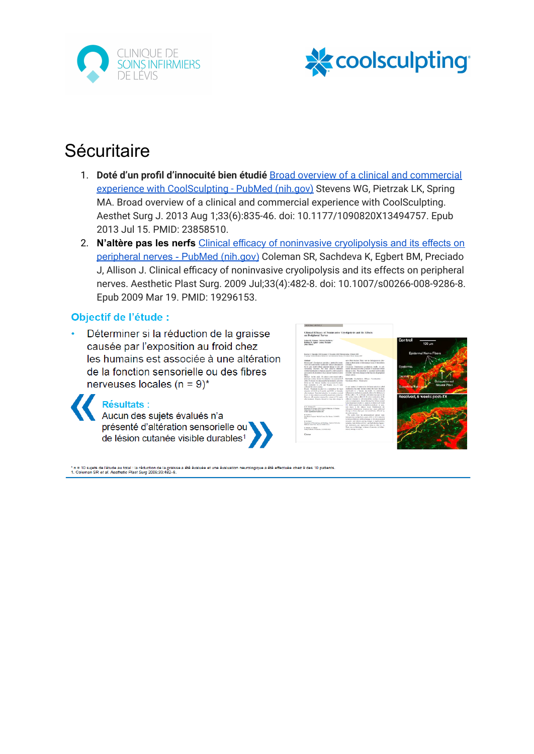# Sécuritaire

1. **Doté d'un profil d'innocuité bien étudié** [Broad overview of a clinical and commercial experience with CoolSculpting - PubMed (nih.gov)] Stevens WG, Pietrzak LK, Spring MA. Broad overview of a clinical and commercial experience with CoolSculpting. Aesthet Surg J. 2013 Aug 1;33(6):835-46. doi: 10.1177/1090820X13494757. Epub 2013 Jul 15. PMID: 23858510.
2. **N'altère pas les nerfs** [Clinical efficacy of noninvasive cryolipolysis and its effects on peripheral nerves - PubMed (nih.gov)] Coleman SR, Sachdeva K, Egbert BM, Preciado J, Allison J. Clinical efficacy of noninvasive cryolipolysis and its effects on peripheral nerves. Aesthetic Plast Surg. 2009 Jul;33(4):482-8. doi: 10.1007/s00266-008-9286-8. Epub 2009 Mar 19. PMID: 19296153.

### Objectif de l'étude :

- Déterminer si la réduction de la graisse causée par l'exposition au froid chez les humains est associée à une altération de la fonction sensorielle ou des fibres nerveuses locales (n = 9)*

**Résultats :**
Aucun des sujets évalués n'a présenté d'altération sensorielle ou de lésion cutanée visible durables[1]

\* n = 10 sujets de l'étude au total : la réduction de la graisse a été évaluée et une évaluation neurologique a été effectuée chez 9 des 10 patients.
1. Coleman SR *et al. Aesthetic Plast Surg* 2009;33:482–8.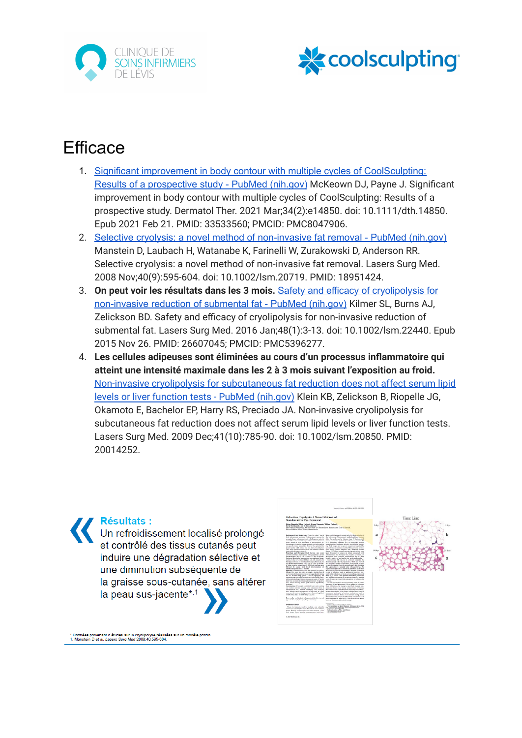# Efficace

1. [Significant improvement in body contour with multiple cycles of CoolSculpting: Results of a prospective study - PubMed (nih.gov)] McKeown DJ, Payne J. Significant improvement in body contour with multiple cycles of CoolSculpting: Results of a prospective study. Dermatol Ther. 2021 Mar;34(2):e14850. doi: 10.1111/dth.14850. Epub 2021 Feb 21. PMID: 33533560; PMCID: PMC8047906.
2. [Selective cryolysis: a novel method of non-invasive fat removal - PubMed (nih.gov)] Manstein D, Laubach H, Watanabe K, Farinelli W, Zurakowski D, Anderson RR. Selective cryolysis: a novel method of non-invasive fat removal. Lasers Surg Med. 2008 Nov;40(9):595-604. doi: 10.1002/lsm.20719. PMID: 18951424.
3. **On peut voir les résultats dans les 3 mois.** [Safety and efficacy of cryolipolysis for non-invasive reduction of submental fat - PubMed (nih.gov)] Kilmer SL, Burns AJ, Zelickson BD. Safety and efficacy of cryolipolysis for non-invasive reduction of submental fat. Lasers Surg Med. 2016 Jan;48(1):3-13. doi: 10.1002/lsm.22440. Epub 2015 Nov 26. PMID: 26607045; PMCID: PMC5396277.
4. **Les cellules adipeuses sont éliminées au cours d'un processus inflammatoire qui atteint une intensité maximale dans les 2 à 3 mois suivant l'exposition au froid.** [Non-invasive cryolipolysis for subcutaneous fat reduction does not affect serum lipid levels or liver function tests - PubMed (nih.gov)] Klein KB, Zelickson B, Riopelle JG, Okamoto E, Bachelor EP, Harry RS, Preciado JA. Non-invasive cryolipolysis for subcutaneous fat reduction does not affect serum lipid levels or liver function tests. Lasers Surg Med. 2009 Dec;41(10):785-90. doi: 10.1002/lsm.20850. PMID: 20014252.

**Résultats :**
Un refroidissement localisé prolongé et contrôlé des tissus cutanés peut induire une dégradation sélective et une diminution subséquente de la graisse sous-cutanée, sans altérer la peau sus-jacente*,[1]

\* Données provenant d'études sur la cryolipolyse réalisées sur un modèle porcin.
1. Manstein D et al. Lasers Surg Med 2008;40:595-604.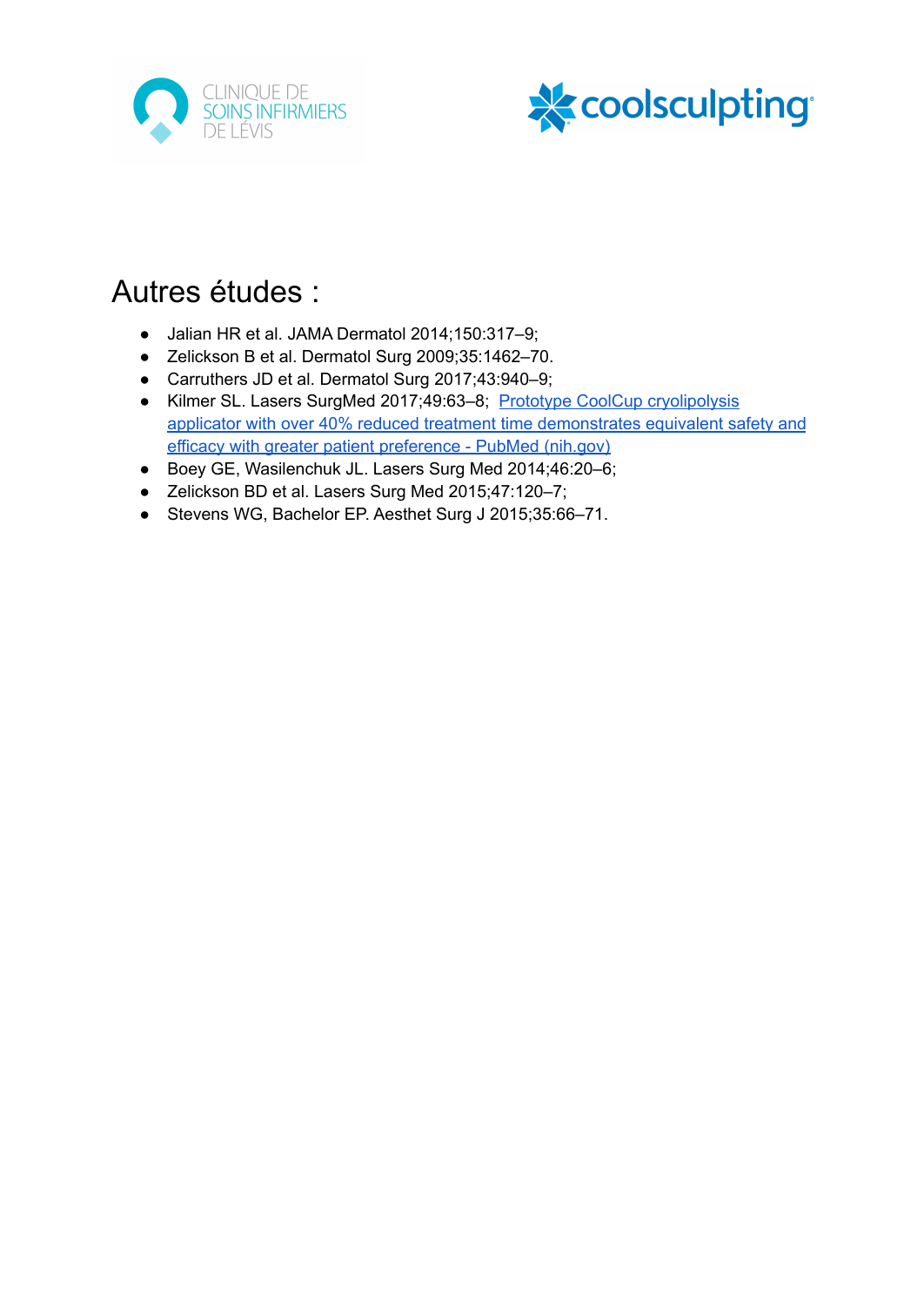# Autres études :

- Jalian HR et al. JAMA Dermatol 2014;150:317–9;
- Zelickson B et al. Dermatol Surg 2009;35:1462–70.
- Carruthers JD et al. Dermatol Surg 2017;43:940–9;
- Kilmer SL. Lasers SurgMed 2017;49:63–8; [Prototype CoolCup cryolipolysis applicator with over 40% reduced treatment time demonstrates equivalent safety and efficacy with greater patient preference - PubMed (nih.gov)]
- Boey GE, Wasilenchuk JL. Lasers Surg Med 2014;46:20–6;
- Zelickson BD et al. Lasers Surg Med 2015;47:120–7;
- Stevens WG, Bachelor EP. Aesthet Surg J 2015;35:66–71.